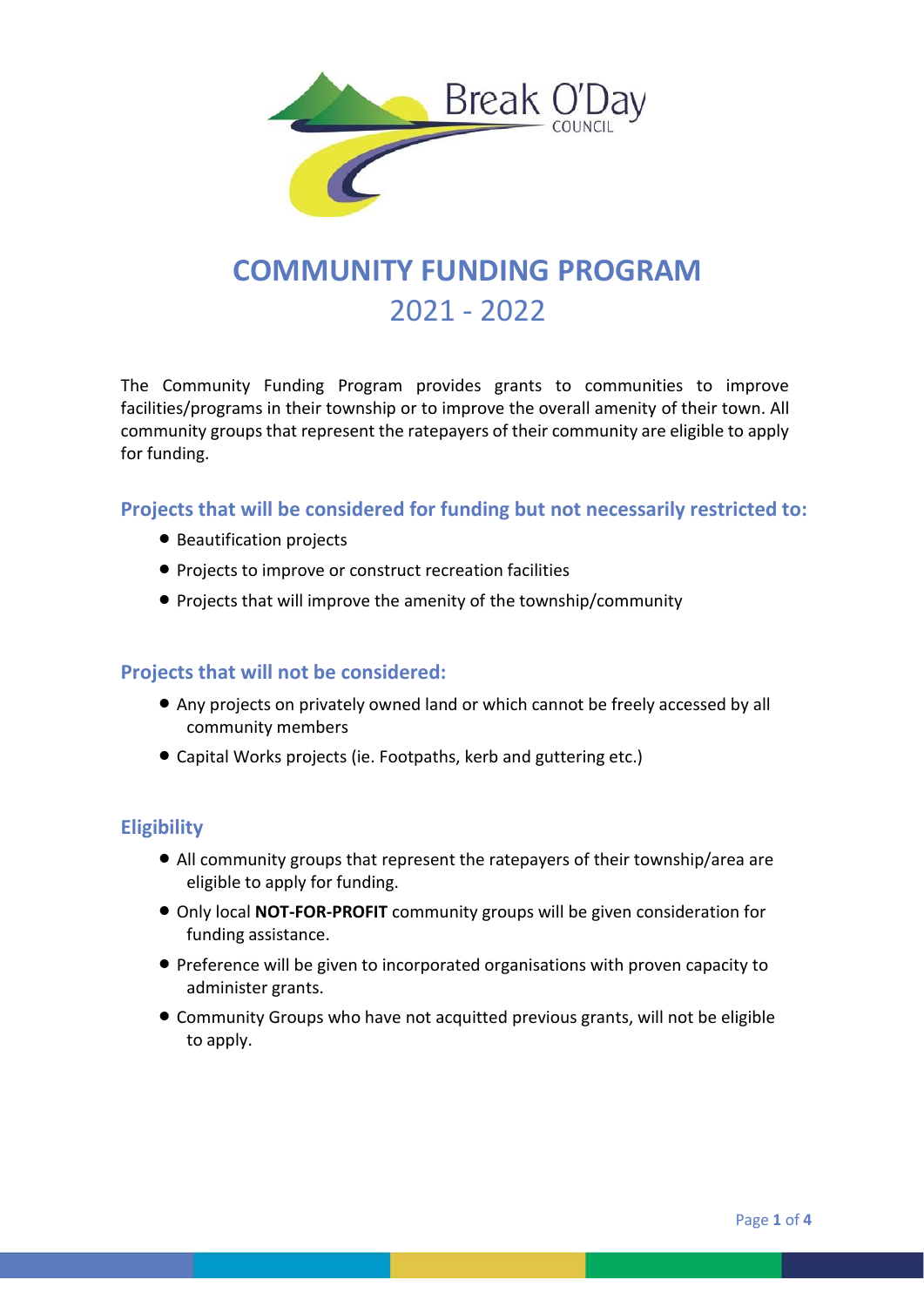# COMMUNITY FUNDING PROGRAM
## 2021 - 2022

The Community Funding Program provides grants to communities to improve facilities/programs in their township or to improve the overall amenity of their town. All community groups that represent the ratepayers of their community are eligible to apply for funding.

### Projects that will be considered for funding but not necessarily restricted to:

- Beautification projects
- Projects to improve or construct recreation facilities
- Projects that will improve the amenity of the township/community

### Projects that will not be considered:

- Any projects on privately owned land or which cannot be freely accessed by all community members
- Capital Works projects (ie. Footpaths, kerb and guttering etc.)

### Eligibility

- All community groups that represent the ratepayers of their township/area are eligible to apply for funding.
- Only local **NOT-FOR-PROFIT** community groups will be given consideration for funding assistance.
- Preference will be given to incorporated organisations with proven capacity to administer grants.
- Community Groups who have not acquitted previous grants, will not be eligible to apply.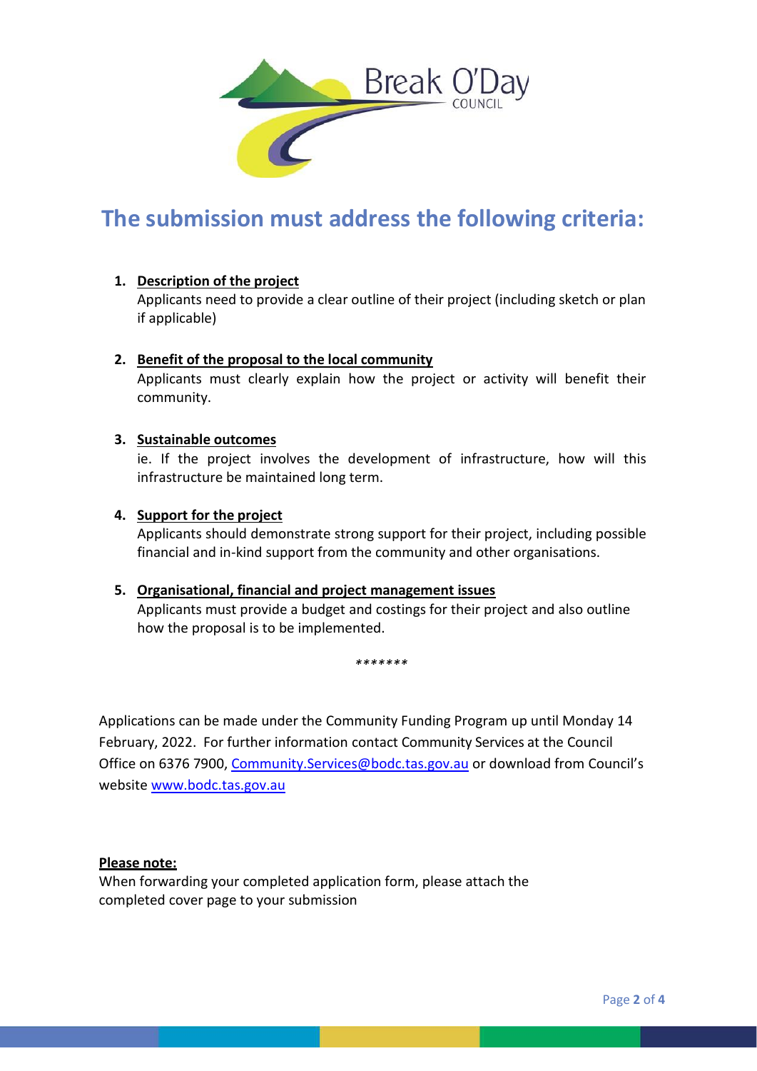# The submission must address the following criteria:

1. **Description of the project**
   Applicants need to provide a clear outline of their project (including sketch or plan if applicable)

2. **Benefit of the proposal to the local community**
   Applicants must clearly explain how the project or activity will benefit their community.

3. **Sustainable outcomes**
   ie. If the project involves the development of infrastructure, how will this infrastructure be maintained long term.

4. **Support for the project**
   Applicants should demonstrate strong support for their project, including possible financial and in-kind support from the community and other organisations.

5. **Organisational, financial and project management issues**
   Applicants must provide a budget and costings for their project and also outline how the proposal is to be implemented.

*******

Applications can be made under the Community Funding Program up until Monday 14 February, 2022. For further information contact Community Services at the Council Office on 6376 7900, Community.Services@bodc.tas.gov.au or download from Council's website www.bodc.tas.gov.au

**Please note:**
When forwarding your completed application form, please attach the completed cover page to your submission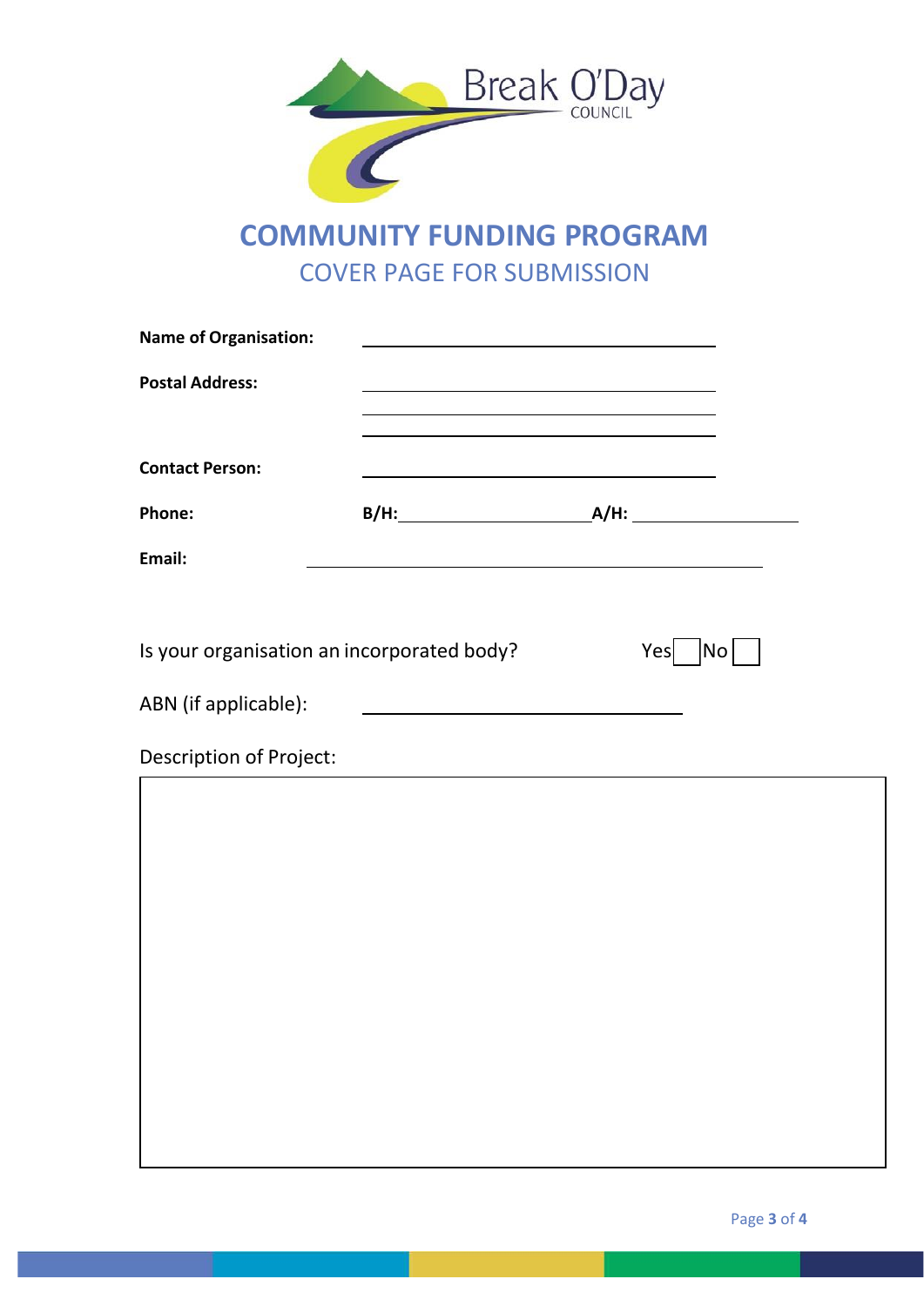Break O'Day COUNCIL

# COMMUNITY FUNDING PROGRAM

## COVER PAGE FOR SUBMISSION

**Name of Organisation:** ______________________________

**Postal Address:** ______________________________

______________________________

______________________________

**Contact Person:** ______________________________

**Phone:** **B/H:** ____________________ **A/H:** ____________________

**Email:** ______________________________

Is your organisation an incorporated body? Yes ☐ No ☐

ABN (if applicable): ______________________________

Description of Project:

|  |
|---|
|  |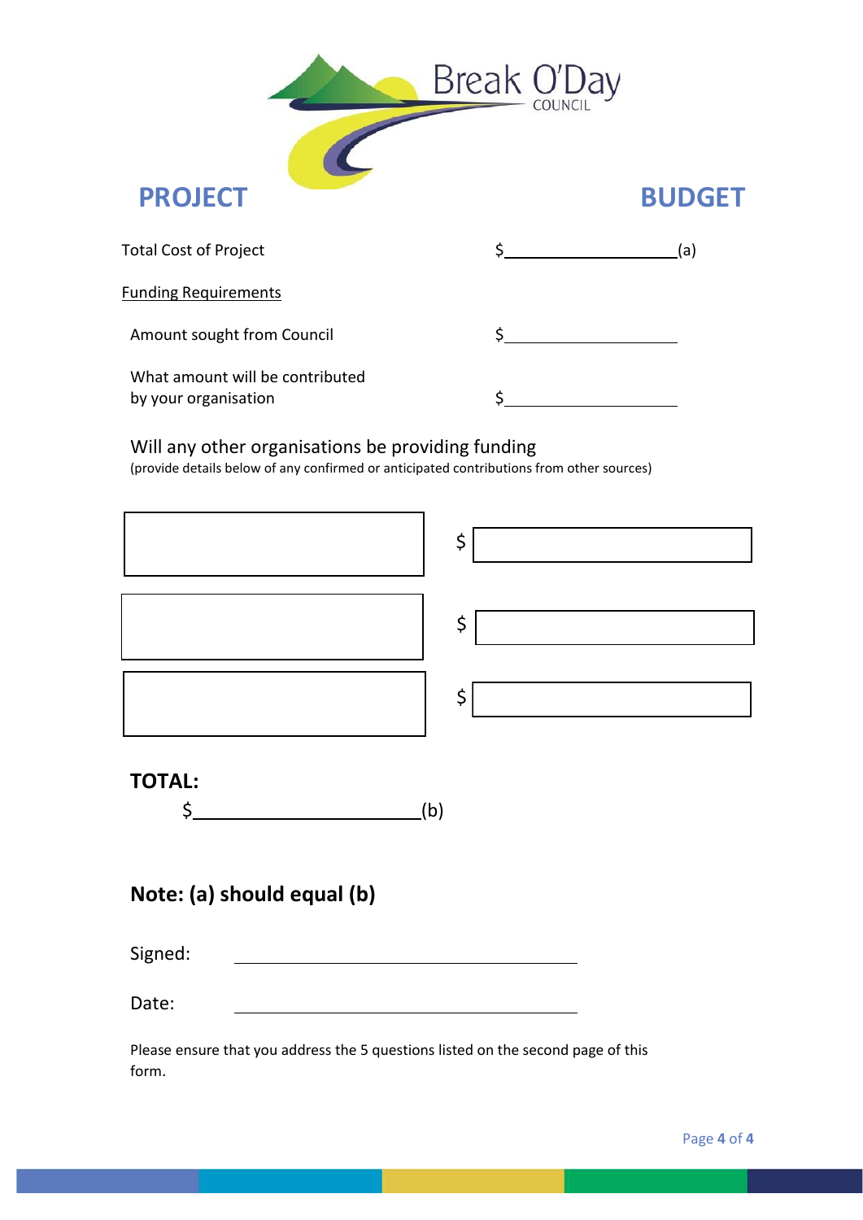Break O'Day COUNCIL

# PROJECT BUDGET

Total Cost of Project $\_\_\_\_\_\_\_\_\_\_\_\_\_\_\_\_\_\_(a)

Funding Requirements

Amount sought from Council $\_\_\_\_\_\_\_\_\_\_\_\_\_\_\_\_\_\_

What amount will be contributed by your organisation $\_\_\_\_\_\_\_\_\_\_\_\_\_\_\_\_\_\_

Will any other organisations be providing funding
(provide details below of any confirmed or anticipated contributions from other sources)

| | |
|---|---|
| | $ |
| | $ |
| | $ |

**TOTAL:**

$\_\_\_\_\_\_\_\_\_\_\_\_\_\_\_\_\_\_\_\_\_\_(b)

**Note: (a) should equal (b)**

Signed: \_\_\_\_\_\_\_\_\_\_\_\_\_\_\_\_\_\_\_\_\_\_\_\_\_\_\_\_

Date: \_\_\_\_\_\_\_\_\_\_\_\_\_\_\_\_\_\_\_\_\_\_\_\_\_\_\_\_

Please ensure that you address the 5 questions listed on the second page of this form.